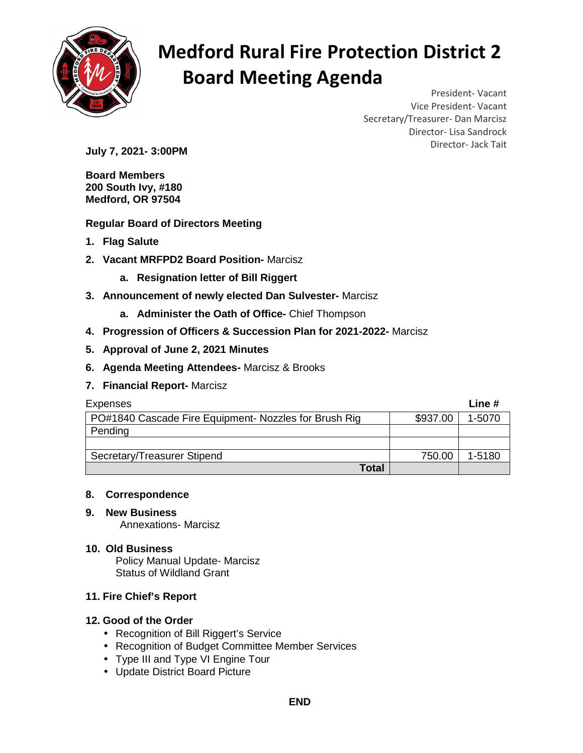# Medford Rural Fire Protection District 2
# Board Meeting Agenda

President- Vacant
Vice President- Vacant
Secretary/Treasurer- Dan Marcisz
Director- Lisa Sandrock
Director- Jack Tait

**July 7, 2021- 3:00PM**

**Board Members**
**200 South Ivy, #180**
**Medford, OR 97504**

**Regular Board of Directors Meeting**

1. **Flag Salute**
2. **Vacant MRFPD2 Board Position-** Marcisz
   a. **Resignation letter of Bill Riggert**
3. **Announcement of newly elected Dan Sulvester-** Marcisz
   a. **Administer the Oath of Office-** Chief Thompson
4. **Progression of Officers & Succession Plan for 2021-2022-** Marcisz
5. **Approval of June 2, 2021 Minutes**
6. **Agenda Meeting Attendees-** Marcisz & Brooks
7. **Financial Report-** Marcisz

| Expenses | | **Line #** |
|---|---|---|
| PO#1840 Cascade Fire Equipment- Nozzles for Brush Rig | $937.00 | 1-5070 |
| Pending | | |
| | | |
| Secretary/Treasurer Stipend | 750.00 | 1-5180 |
| **Total** | | |

8. **Correspondence**
9. **New Business**
   Annexations- Marcisz
10. **Old Business**
    Policy Manual Update- Marcisz
    Status of Wildland Grant
11. **Fire Chief's Report**
12. **Good of the Order**
    - Recognition of Bill Riggert's Service
    - Recognition of Budget Committee Member Services
    - Type III and Type VI Engine Tour
    - Update District Board Picture

**END**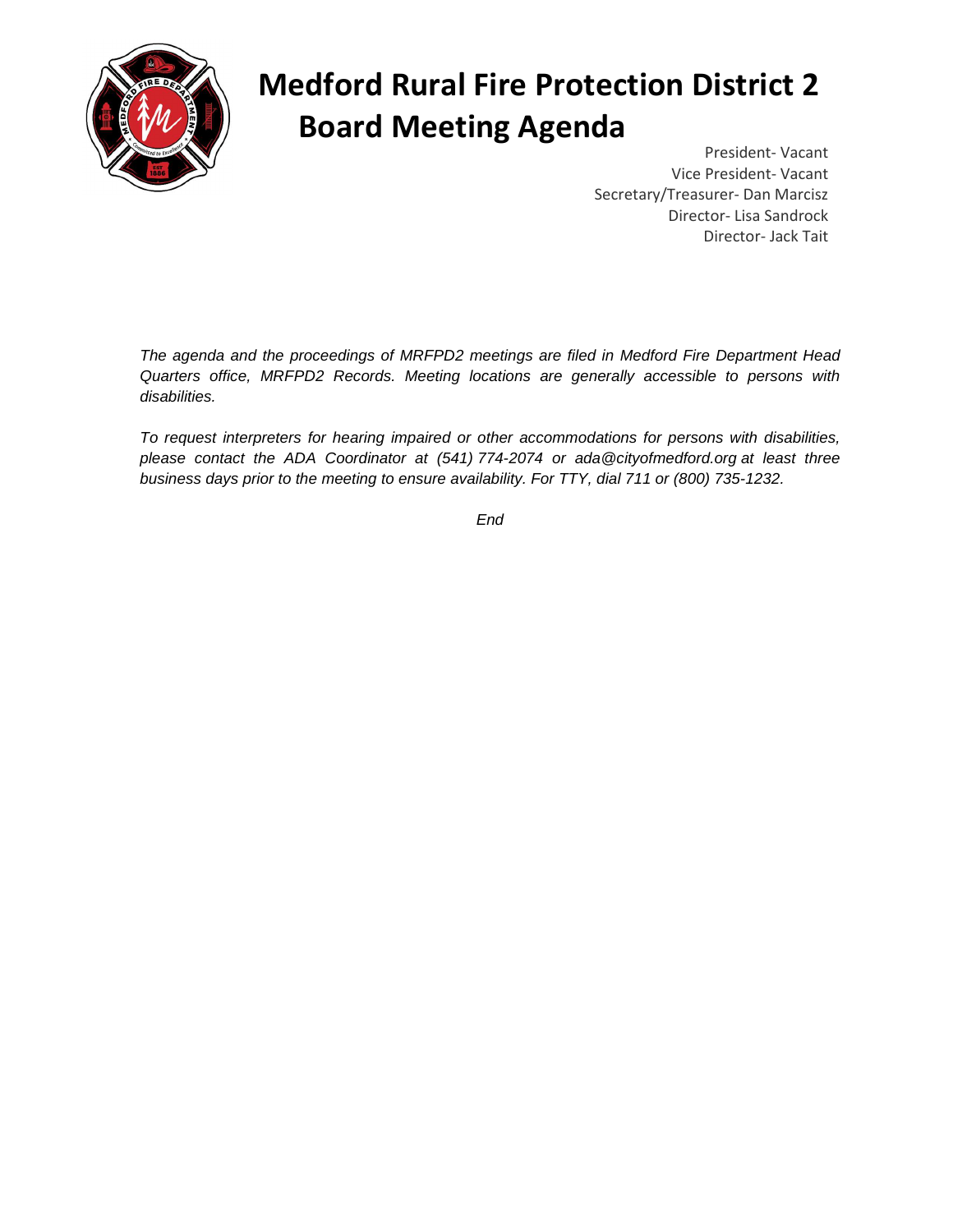# Medford Rural Fire Protection District 2
# Board Meeting Agenda

President- Vacant
Vice President- Vacant
Secretary/Treasurer- Dan Marcisz
Director- Lisa Sandrock
Director- Jack Tait

*The agenda and the proceedings of MRFPD2 meetings are filed in Medford Fire Department Head Quarters office, MRFPD2 Records. Meeting locations are generally accessible to persons with disabilities.*

*To request interpreters for hearing impaired or other accommodations for persons with disabilities, please contact the ADA Coordinator at (541) 774-2074 or ada@cityofmedford.org at least three business days prior to the meeting to ensure availability. For TTY, dial 711 or (800) 735-1232.*

*End*